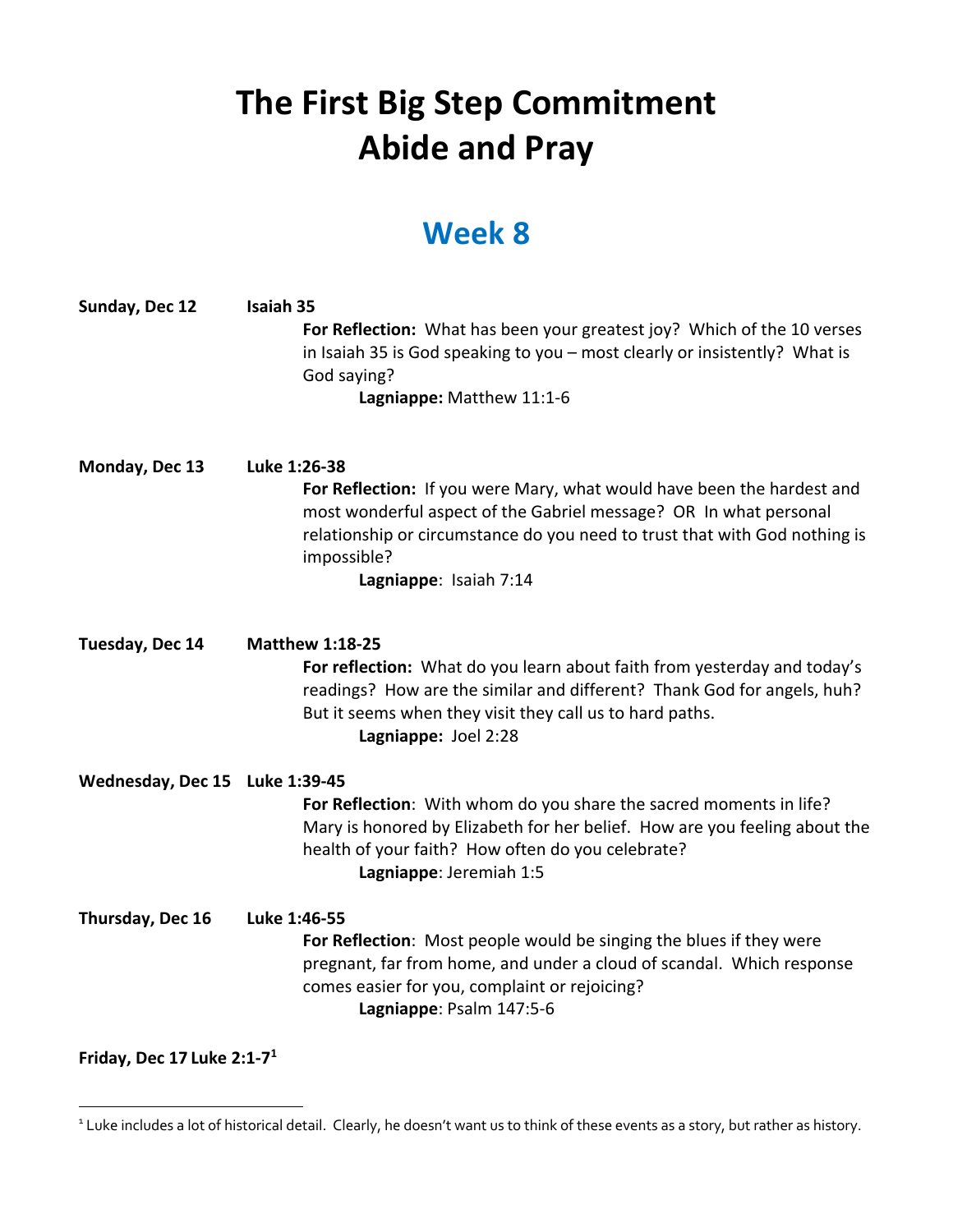# The First Big Step Commitment
# Abide and Pray

## Week 8

**Sunday, Dec 12** **Isaiah 35**

**For Reflection:** What has been your greatest joy? Which of the 10 verses in Isaiah 35 is God speaking to you – most clearly or insistently? What is God saying?

**Lagniappe:** Matthew 11:1-6

**Monday, Dec 13** **Luke 1:26-38**

**For Reflection:** If you were Mary, what would have been the hardest and most wonderful aspect of the Gabriel message? OR In what personal relationship or circumstance do you need to trust that with God nothing is impossible?

**Lagniappe**: Isaiah 7:14

**Tuesday, Dec 14** **Matthew 1:18-25**

**For reflection:** What do you learn about faith from yesterday and today's readings? How are the similar and different? Thank God for angels, huh? But it seems when they visit they call us to hard paths.

**Lagniappe:** Joel 2:28

**Wednesday, Dec 15** **Luke 1:39-45**

**For Reflection**: With whom do you share the sacred moments in life? Mary is honored by Elizabeth for her belief. How are you feeling about the health of your faith? How often do you celebrate?

**Lagniappe**: Jeremiah 1:5

**Thursday, Dec 16** **Luke 1:46-55**

**For Reflection**: Most people would be singing the blues if they were pregnant, far from home, and under a cloud of scandal. Which response comes easier for you, complaint or rejoicing?

**Lagniappe**: Psalm 147:5-6

**Friday, Dec 17** **Luke 2:1-7**[1]

[1] Luke includes a lot of historical detail. Clearly, he doesn't want us to think of these events as a story, but rather as history.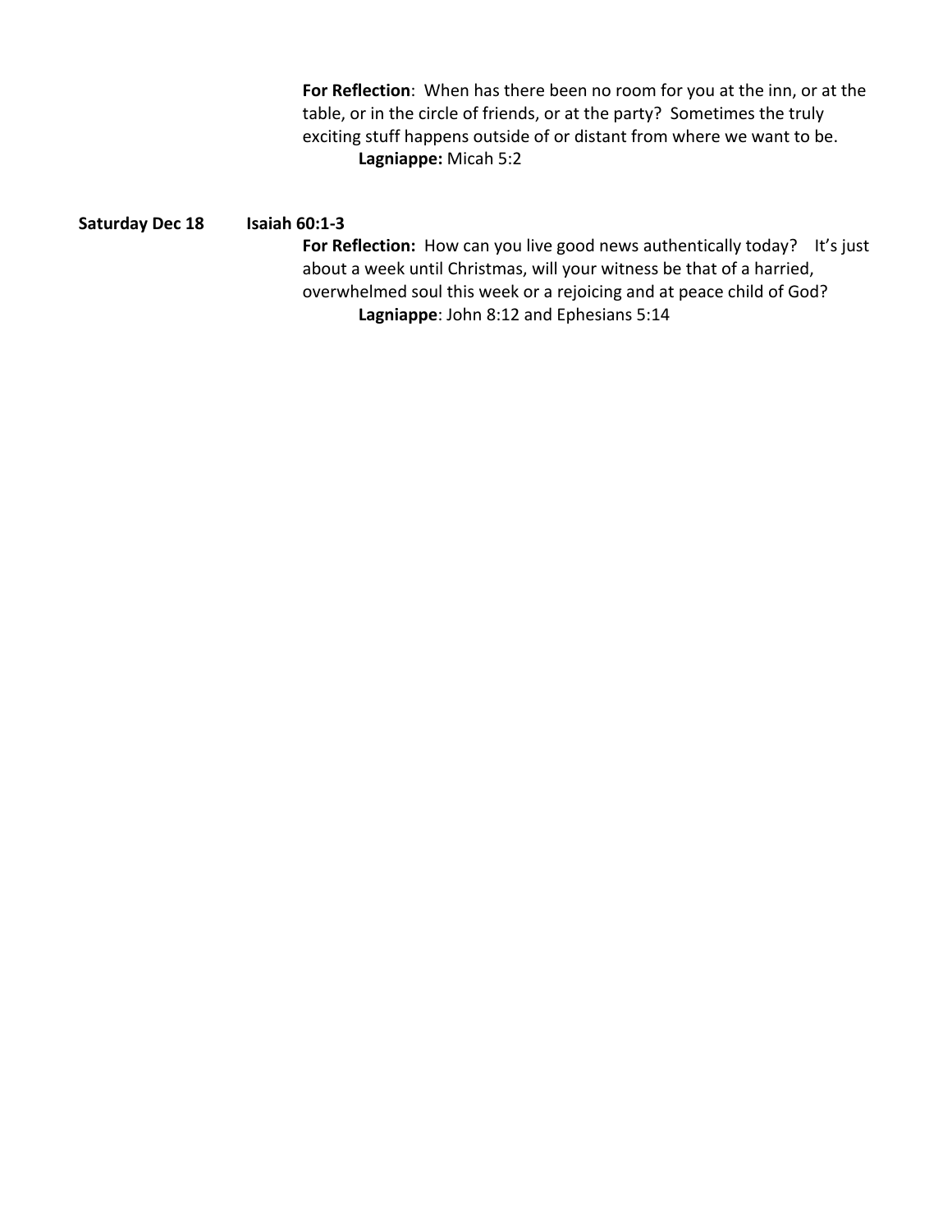**For Reflection**: When has there been no room for you at the inn, or at the table, or in the circle of friends, or at the party? Sometimes the truly exciting stuff happens outside of or distant from where we want to be.

**Lagniappe:** Micah 5:2

**Saturday Dec 18** **Isaiah 60:1-3**

**For Reflection:** How can you live good news authentically today? It's just about a week until Christmas, will your witness be that of a harried, overwhelmed soul this week or a rejoicing and at peace child of God?

**Lagniappe**: John 8:12 and Ephesians 5:14